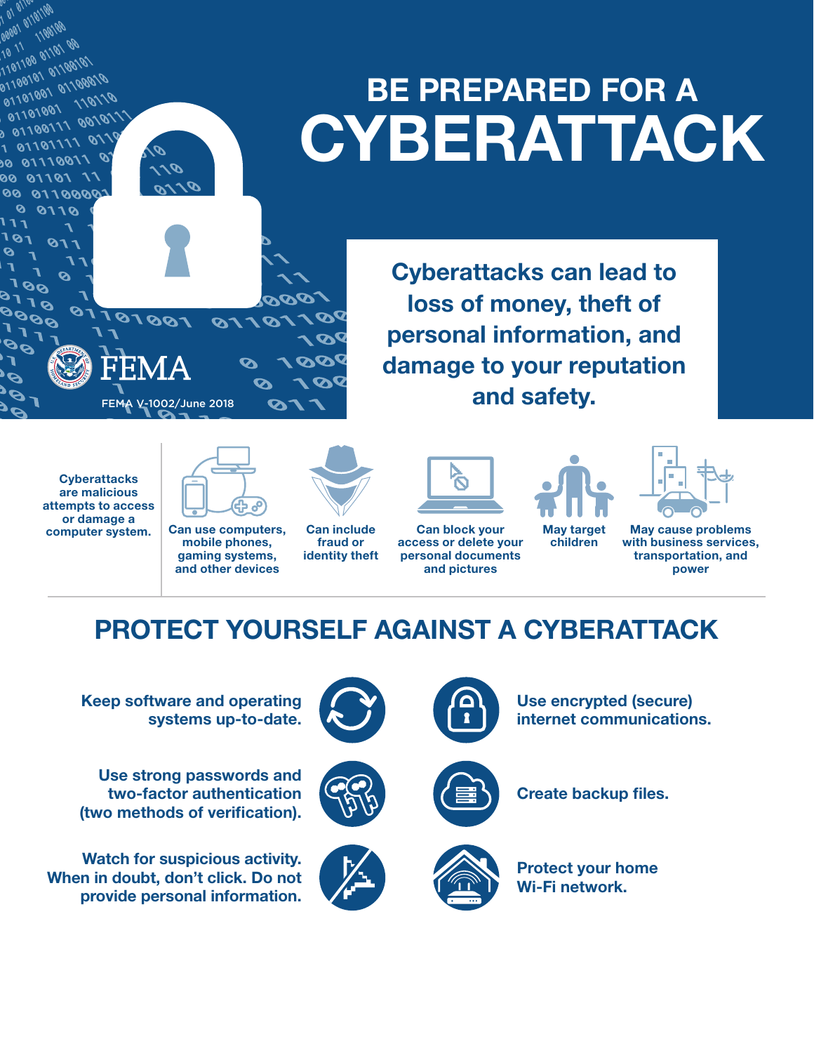# BE PREPARED FOR A CYBERATTACK

FEMA

FEMA V-1002/June 2018

**Cyberattacks can lead to loss of money, theft of personal information, and damage to your reputation and safety.**

**Cyberattacks are malicious attempts to access or damage a computer system.**

- Can use computers, mobile phones, gaming systems, and other devices
- Can include fraud or identity theft
- Can block your access or delete your personal documents and pictures
- May target children
- May cause problems with business services, transportation, and power

## PROTECT YOURSELF AGAINST A CYBERATTACK

- Keep software and operating systems up-to-date.
- Use strong passwords and two-factor authentication (two methods of verification).
- Watch for suspicious activity. When in doubt, don't click. Do not provide personal information.
- Use encrypted (secure) internet communications.
- Create backup files.
- Protect your home Wi-Fi network.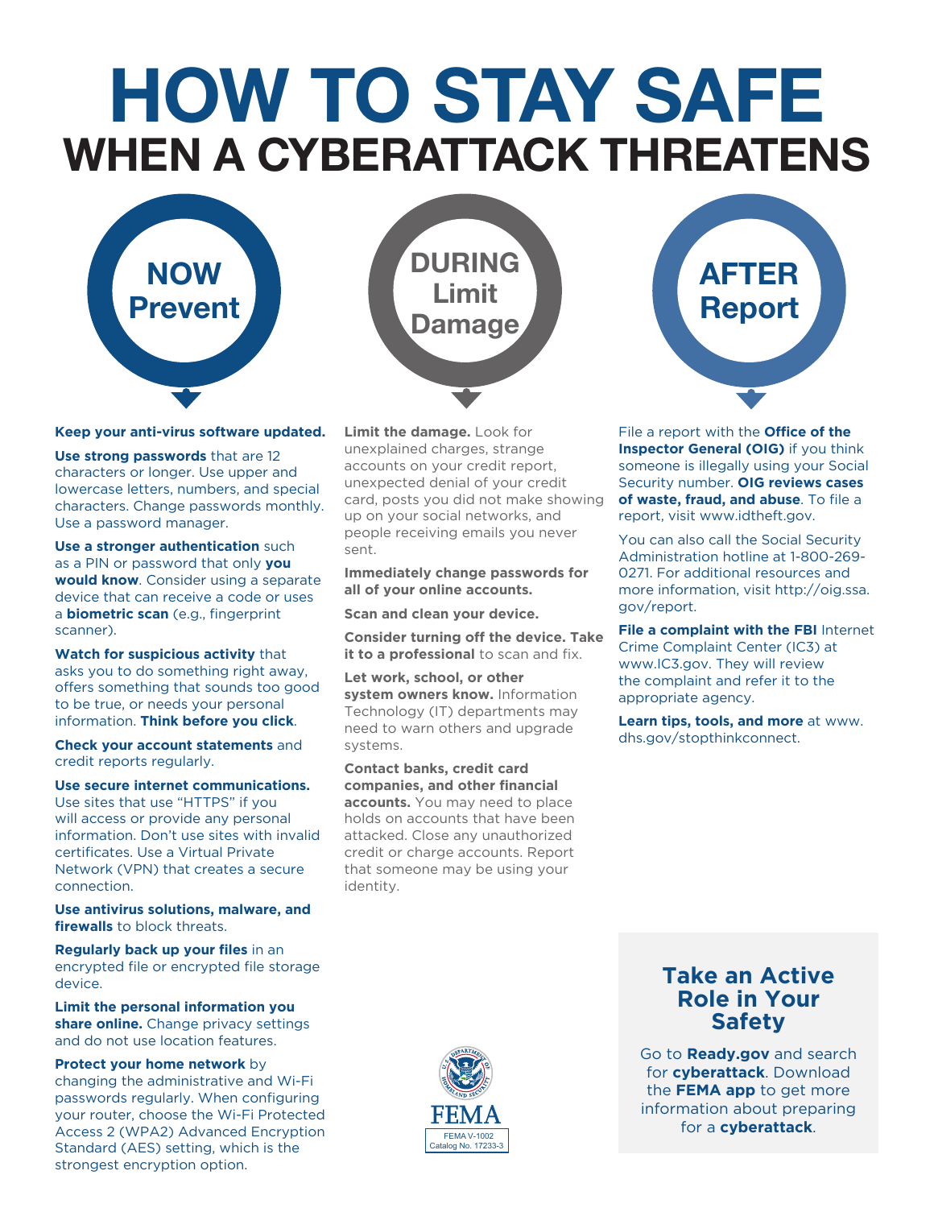# HOW TO STAY SAFE

## WHEN A CYBERATTACK THREATENS

## NOW Prevent

**Keep your anti-virus software updated.**

**Use strong passwords** that are 12 characters or longer. Use upper and lowercase letters, numbers, and special characters. Change passwords monthly. Use a password manager.

**Use a stronger authentication** such as a PIN or password that only **you would know**. Consider using a separate device that can receive a code or uses a **biometric scan** (e.g., fingerprint scanner).

**Watch for suspicious activity** that asks you to do something right away, offers something that sounds too good to be true, or needs your personal information. **Think before you click**.

**Check your account statements** and credit reports regularly.

**Use secure internet communications.** Use sites that use "HTTPS" if you will access or provide any personal information. Don't use sites with invalid certificates. Use a Virtual Private Network (VPN) that creates a secure connection.

**Use antivirus solutions, malware, and firewalls** to block threats.

**Regularly back up your files** in an encrypted file or encrypted file storage device.

**Limit the personal information you share online.** Change privacy settings and do not use location features.

**Protect your home network** by changing the administrative and Wi-Fi passwords regularly. When configuring your router, choose the Wi-Fi Protected Access 2 (WPA2) Advanced Encryption Standard (AES) setting, which is the strongest encryption option.

## DURING Limit Damage

**Limit the damage.** Look for unexplained charges, strange accounts on your credit report, unexpected denial of your credit card, posts you did not make showing up on your social networks, and people receiving emails you never sent.

**Immediately change passwords for all of your online accounts.**

**Scan and clean your device.**

**Consider turning off the device. Take it to a professional** to scan and fix.

**Let work, school, or other system owners know.** Information Technology (IT) departments may need to warn others and upgrade systems.

**Contact banks, credit card companies, and other financial accounts.** You may need to place holds on accounts that have been attacked. Close any unauthorized credit or charge accounts. Report that someone may be using your identity.

## AFTER Report

File a report with the **Office of the Inspector General (OIG)** if you think someone is illegally using your Social Security number. **OIG reviews cases of waste, fraud, and abuse**. To file a report, visit www.idtheft.gov.

You can also call the Social Security Administration hotline at 1-800-269-0271. For additional resources and more information, visit http://oig.ssa.gov/report.

**File a complaint with the FBI** Internet Crime Complaint Center (IC3) at www.IC3.gov. They will review the complaint and refer it to the appropriate agency.

**Learn tips, tools, and more** at www.dhs.gov/stopthinkconnect.

### Take an Active Role in Your Safety

Go to **Ready.gov** and search for **cyberattack**. Download the **FEMA app** to get more information about preparing for a **cyberattack**.

FEMA

FEMA V-1002
Catalog No. 17233-3